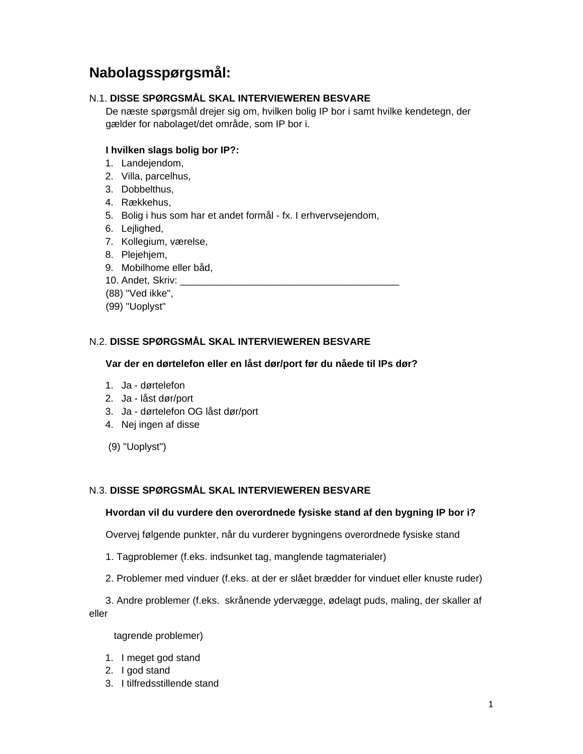# Nabolagsspørgsmål:

N.1. **DISSE SPØRGSMÅL SKAL INTERVIEWEREN BESVARE**

De næste spørgsmål drejer sig om, hvilken bolig IP bor i samt hvilke kendetegn, der gælder for nabolaget/det område, som IP bor i.

**I hvilken slags bolig bor IP?:**

1. Landejendom,
2. Villa, parcelhus,
3. Dobbelthus,
4. Rækkehus,
5. Bolig i hus som har et andet formål - fx. I erhvervsejendom,
6. Lejlighed,
7. Kollegium, værelse,
8. Plejehjem,
9. Mobilhome eller båd,
10. Andet, Skriv: ________________________________________

(88) "Ved ikke",
(99) "Uoplyst"

N.2. **DISSE SPØRGSMÅL SKAL INTERVIEWEREN BESVARE**

**Var der en dørtelefon eller en låst dør/port før du nåede til IPs dør?**

1. Ja - dørtelefon
2. Ja - låst dør/port
3. Ja - dørtelefon OG låst dør/port
4. Nej ingen af disse

(9) "Uoplyst")

N.3. **DISSE SPØRGSMÅL SKAL INTERVIEWEREN BESVARE**

**Hvordan vil du vurdere den overordnede fysiske stand af den bygning IP bor i?**

Overvej følgende punkter, når du vurderer bygningens overordnede fysiske stand

1. Tagproblemer (f.eks. indsunket tag, manglende tagmaterialer)

2. Problemer med vinduer (f.eks. at der er slået brædder for vinduet eller knuste ruder)

3. Andre problemer (f.eks. skrånende ydervægge, ødelagt puds, maling, der skaller af eller tagrende problemer)

1. I meget god stand
2. I god stand
3. I tilfredsstillende stand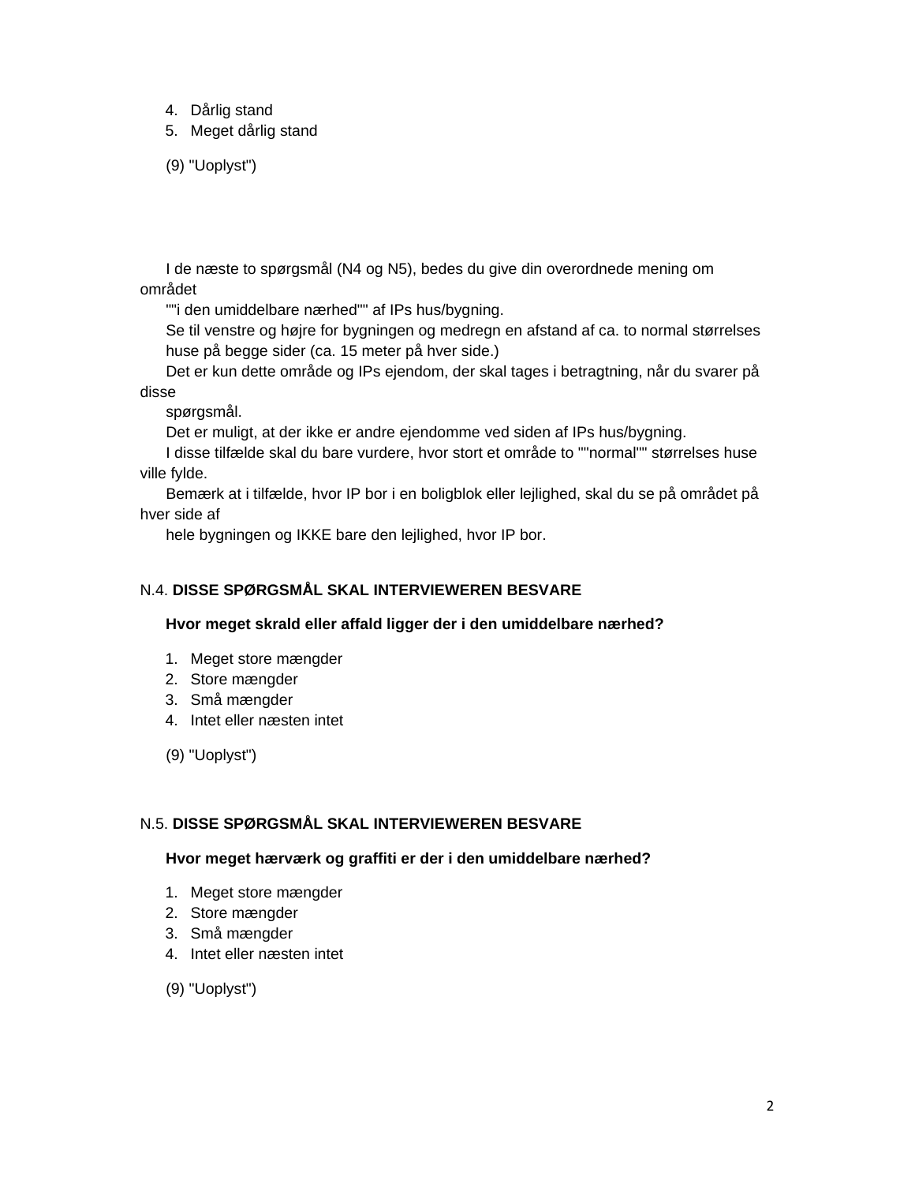4. Dårlig stand
5. Meget dårlig stand

(9) "Uoplyst")

I de næste to spørgsmål (N4 og N5), bedes du give din overordnede mening om området ""i den umiddelbare nærhed"" af IPs hus/bygning.
Se til venstre og højre for bygningen og medregn en afstand af ca. to normal størrelses huse på begge sider (ca. 15 meter på hver side.)
Det er kun dette område og IPs ejendom, der skal tages i betragtning, når du svarer på disse spørgsmål.
Det er muligt, at der ikke er andre ejendomme ved siden af IPs hus/bygning.
I disse tilfælde skal du bare vurdere, hvor stort et område to ""normal"" størrelses huse ville fylde.
Bemærk at i tilfælde, hvor IP bor i en boligblok eller lejlighed, skal du se på området på hver side af hele bygningen og IKKE bare den lejlighed, hvor IP bor.

N.4. **DISSE SPØRGSMÅL SKAL INTERVIEWEREN BESVARE**

**Hvor meget skrald eller affald ligger der i den umiddelbare nærhed?**

1. Meget store mængder
2. Store mængder
3. Små mængder
4. Intet eller næsten intet

(9) "Uoplyst")

N.5. **DISSE SPØRGSMÅL SKAL INTERVIEWEREN BESVARE**

**Hvor meget hærværk og graffiti er der i den umiddelbare nærhed?**

1. Meget store mængder
2. Store mængder
3. Små mængder
4. Intet eller næsten intet

(9) "Uoplyst")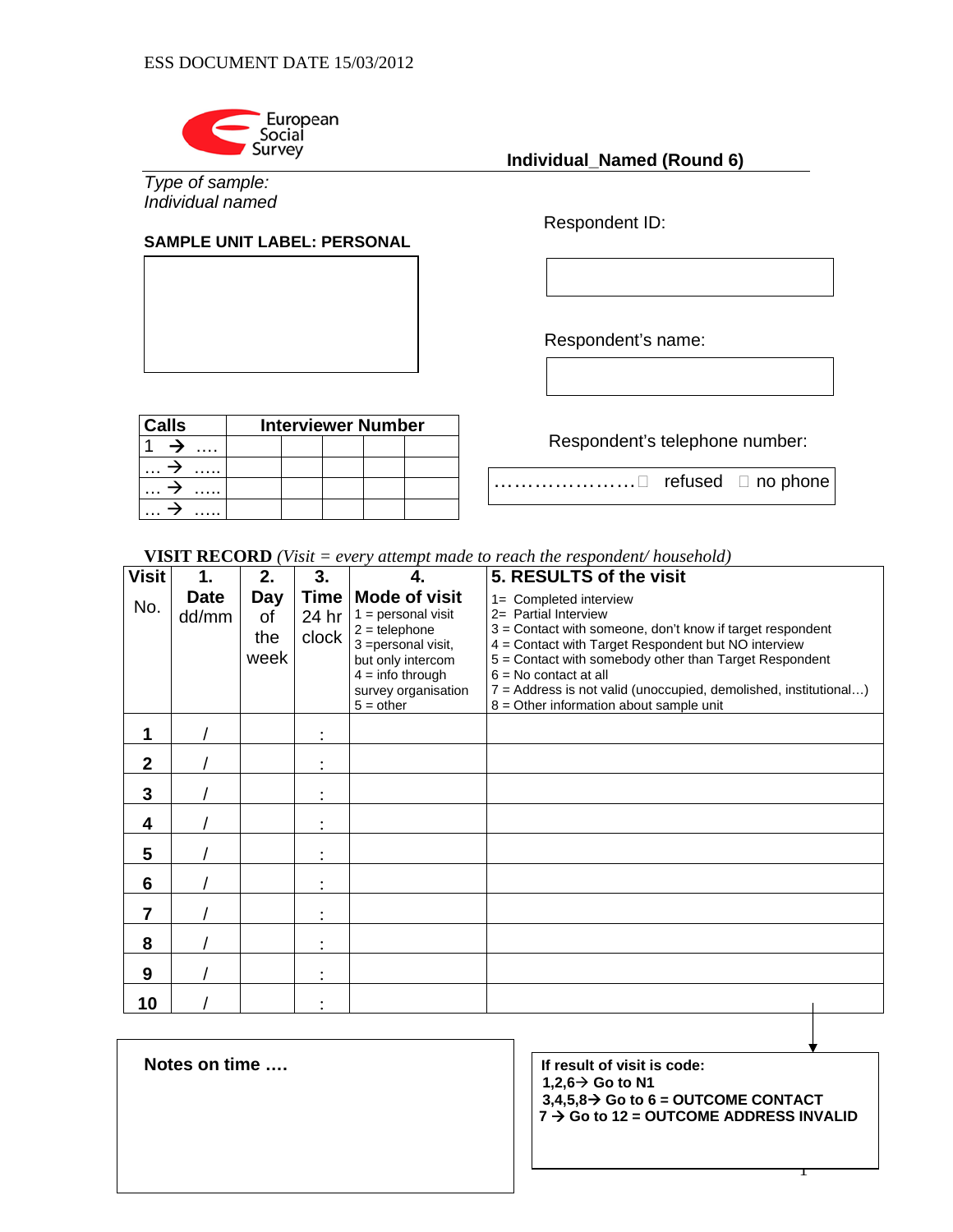ESS DOCUMENT DATE 15/03/2012

European Social Survey

**Individual_Named (Round 6)**

*Type of sample:*
*Individual named*

**SAMPLE UNIT LABEL: PERSONAL**

Respondent ID:

Respondent's name:

| Calls | Interviewer Number | | | | |
|---|---|---|---|---|---|
| 1 → …. | | | | | |
| … → ….. | | | | | |
| … → ….. | | | | | |
| … → ….. | | | | | |

Respondent's telephone number:

………………… ☐ refused ☐ no phone

**VISIT RECORD** *(Visit = every attempt made to reach the respondent/ household)*

| Visit No. | 1. Date dd/mm | 2. Day of the week | 3. Time 24 hr clock | 4. Mode of visit<br>1 = personal visit<br>2 = telephone<br>3 = personal visit, but only intercom<br>4 = info through survey organisation<br>5 = other | 5. RESULTS of the visit<br>1= Completed interview<br>2= Partial Interview<br>3 = Contact with someone, don't know if target respondent<br>4 = Contact with Target Respondent but NO interview<br>5 = Contact with somebody other than Target Respondent<br>6 = No contact at all<br>7 = Address is not valid (unoccupied, demolished, institutional…)<br>8 = Other information about sample unit |
|---|---|---|---|---|---|
| 1 | / | | : | | |
| 2 | / | | : | | |
| 3 | / | | : | | |
| 4 | / | | : | | |
| 5 | / | | : | | |
| 6 | / | | : | | |
| 7 | / | | : | | |
| 8 | / | | : | | |
| 9 | / | | : | | |
| 10 | / | | : | | |

**Notes on time ….**

**If result of visit is code:**
**1,2,6→ Go to N1**
**3,4,5,8→ Go to 6 = OUTCOME CONTACT**
**7 → Go to 12 = OUTCOME ADDRESS INVALID**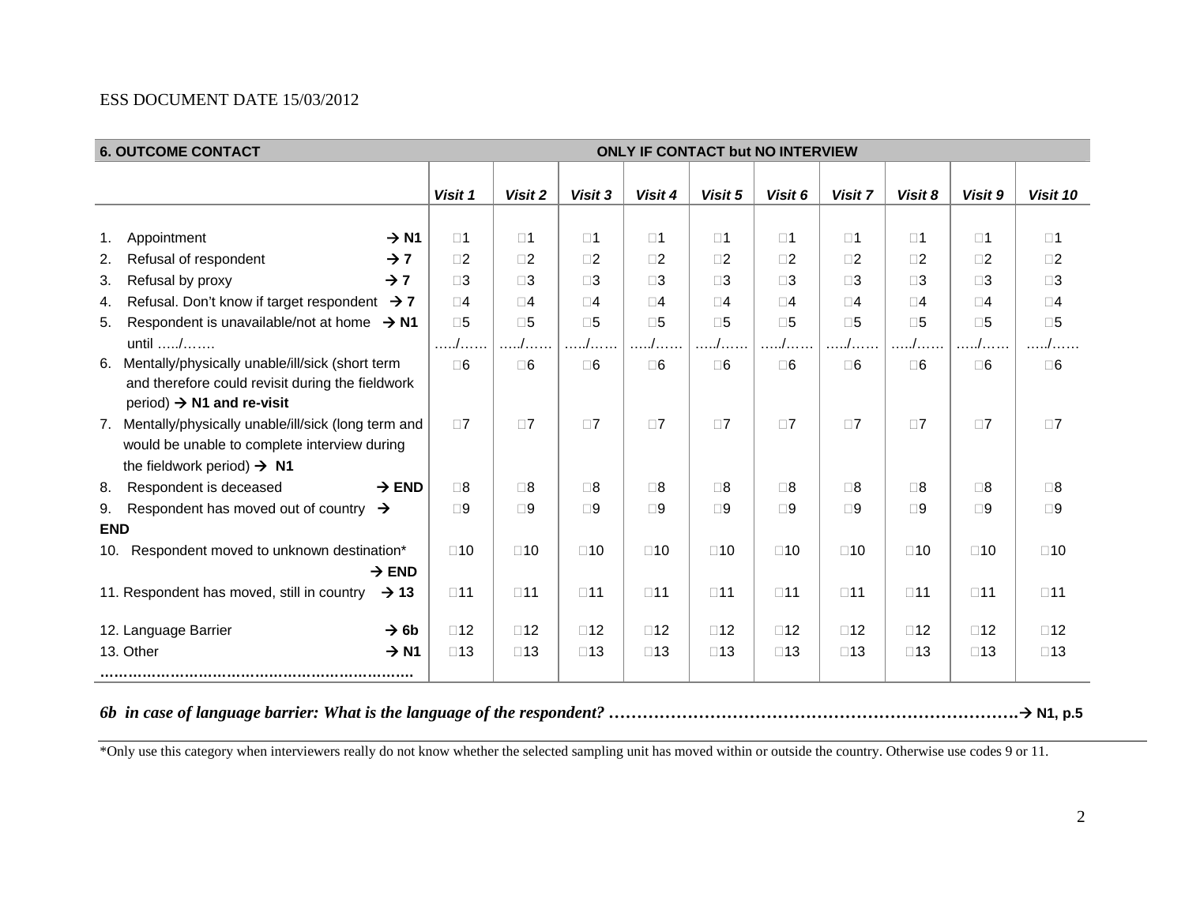ESS DOCUMENT DATE 15/03/2012

| 6. OUTCOME CONTACT | ONLY IF CONTACT but NO INTERVIEW | | | | | | | | | |
|---|---|---|---|---|---|---|---|---|---|---|
| | *Visit 1* | *Visit 2* | *Visit 3* | *Visit 4* | *Visit 5* | *Visit 6* | *Visit 7* | *Visit 8* | *Visit 9* | *Visit 10* |
| 1. Appointment **→ N1** | □1 | □1 | □1 | □1 | □1 | □1 | □1 | □1 | □1 | □1 |
| 2. Refusal of respondent **→ 7** | □2 | □2 | □2 | □2 | □2 | □2 | □2 | □2 | □2 | □2 |
| 3. Refusal by proxy **→ 7** | □3 | □3 | □3 | □3 | □3 | □3 | □3 | □3 | □3 | □3 |
| 4. Refusal. Don't know if target respondent **→ 7** | □4 | □4 | □4 | □4 | □4 | □4 | □4 | □4 | □4 | □4 |
| 5. Respondent is unavailable/not at home **→ N1** until …../……. | □5 …../…… | □5 …../…… | □5 …../…… | □5 …../…… | □5 …../…… | □5 …../…… | □5 …../…… | □5 …../…… | □5 …../…… | □5 …../…… |
| 6. Mentally/physically unable/ill/sick (short term and therefore could revisit during the fieldwork period) **→ N1 and re-visit** | □6 | □6 | □6 | □6 | □6 | □6 | □6 | □6 | □6 | □6 |
| 7. Mentally/physically unable/ill/sick (long term and would be unable to complete interview during the fieldwork period) **→ N1** | □7 | □7 | □7 | □7 | □7 | □7 | □7 | □7 | □7 | □7 |
| 8. Respondent is deceased **→ END** | □8 | □8 | □8 | □8 | □8 | □8 | □8 | □8 | □8 | □8 |
| 9. Respondent has moved out of country **→ END** | □9 | □9 | □9 | □9 | □9 | □9 | □9 | □9 | □9 | □9 |
| 10. Respondent moved to unknown destination* **→ END** | □10 | □10 | □10 | □10 | □10 | □10 | □10 | □10 | □10 | □10 |
| 11. Respondent has moved, still in country **→ 13** | □11 | □11 | □11 | □11 | □11 | □11 | □11 | □11 | □11 | □11 |
| 12. Language Barrier **→ 6b** | □12 | □12 | □12 | □12 | □12 | □12 | □12 | □12 | □12 | □12 |
| 13. Other **→ N1** ………………………………………………………… | □13 | □13 | □13 | □13 | □13 | □13 | □13 | □13 | □13 | □13 |

***6b in case of language barrier: What is the language of the respondent?*** **……………………………………………………………….→ N1, p.5**

*Only use this category when interviewers really do not know whether the selected sampling unit has moved within or outside the country. Otherwise use codes 9 or 11.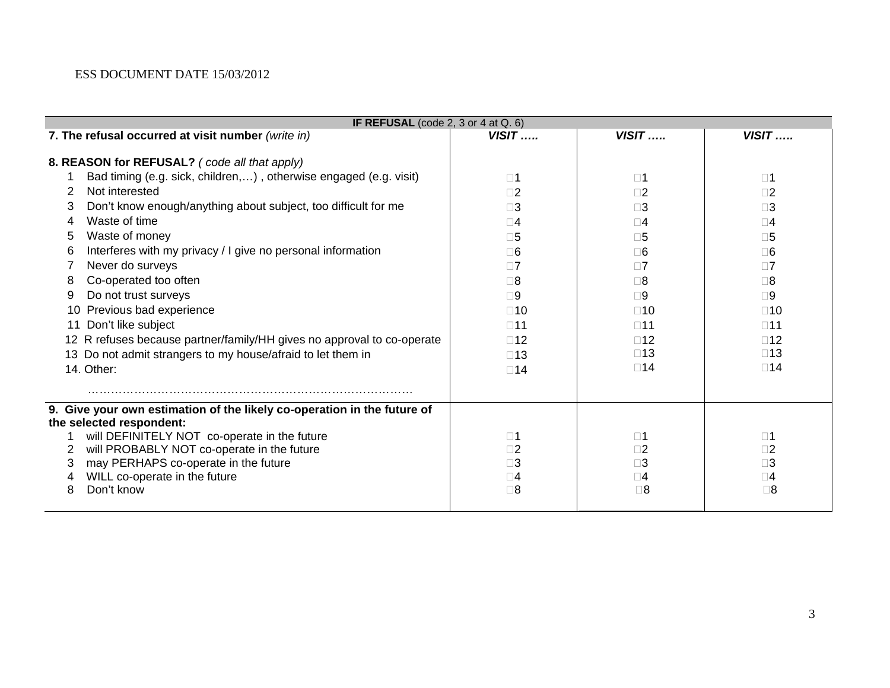ESS DOCUMENT DATE 15/03/2012

| **IF REFUSAL** (code 2, 3 or 4 at Q. 6) | | | |
|---|---|---|---|
| **7. The refusal occurred at visit number** *(write in)* | ***VISIT …..*** | ***VISIT …..*** | ***VISIT …..*** |
| **8. REASON for REFUSAL?** *( code all that apply)* | | | |
| 1 Bad timing (e.g. sick, children,…) , otherwise engaged (e.g. visit) | □1 | □1 | □1 |
| 2 Not interested | □2 | □2 | □2 |
| 3 Don't know enough/anything about subject, too difficult for me | □3 | □3 | □3 |
| 4 Waste of time | □4 | □4 | □4 |
| 5 Waste of money | □5 | □5 | □5 |
| 6 Interferes with my privacy / I give no personal information | □6 | □6 | □6 |
| 7 Never do surveys | □7 | □7 | □7 |
| 8 Co-operated too often | □8 | □8 | □8 |
| 9 Do not trust surveys | □9 | □9 | □9 |
| 10 Previous bad experience | □10 | □10 | □10 |
| 11 Don't like subject | □11 | □11 | □11 |
| 12 R refuses because partner/family/HH gives no approval to co-operate | □12 | □12 | □12 |
| 13 Do not admit strangers to my house/afraid to let them in | □13 | □13 | □13 |
| 14. Other: ……………………………………………………………………… | □14 | □14 | □14 |
| **9. Give your own estimation of the likely co-operation in the future of the selected respondent:** | | | |
| 1 will DEFINITELY NOT co-operate in the future | □1 | □1 | □1 |
| 2 will PROBABLY NOT co-operate in the future | □2 | □2 | □2 |
| 3 may PERHAPS co-operate in the future | □3 | □3 | □3 |
| 4 WILL co-operate in the future | □4 | □4 | □4 |
| 8 Don't know | □8 | □8 | □8 |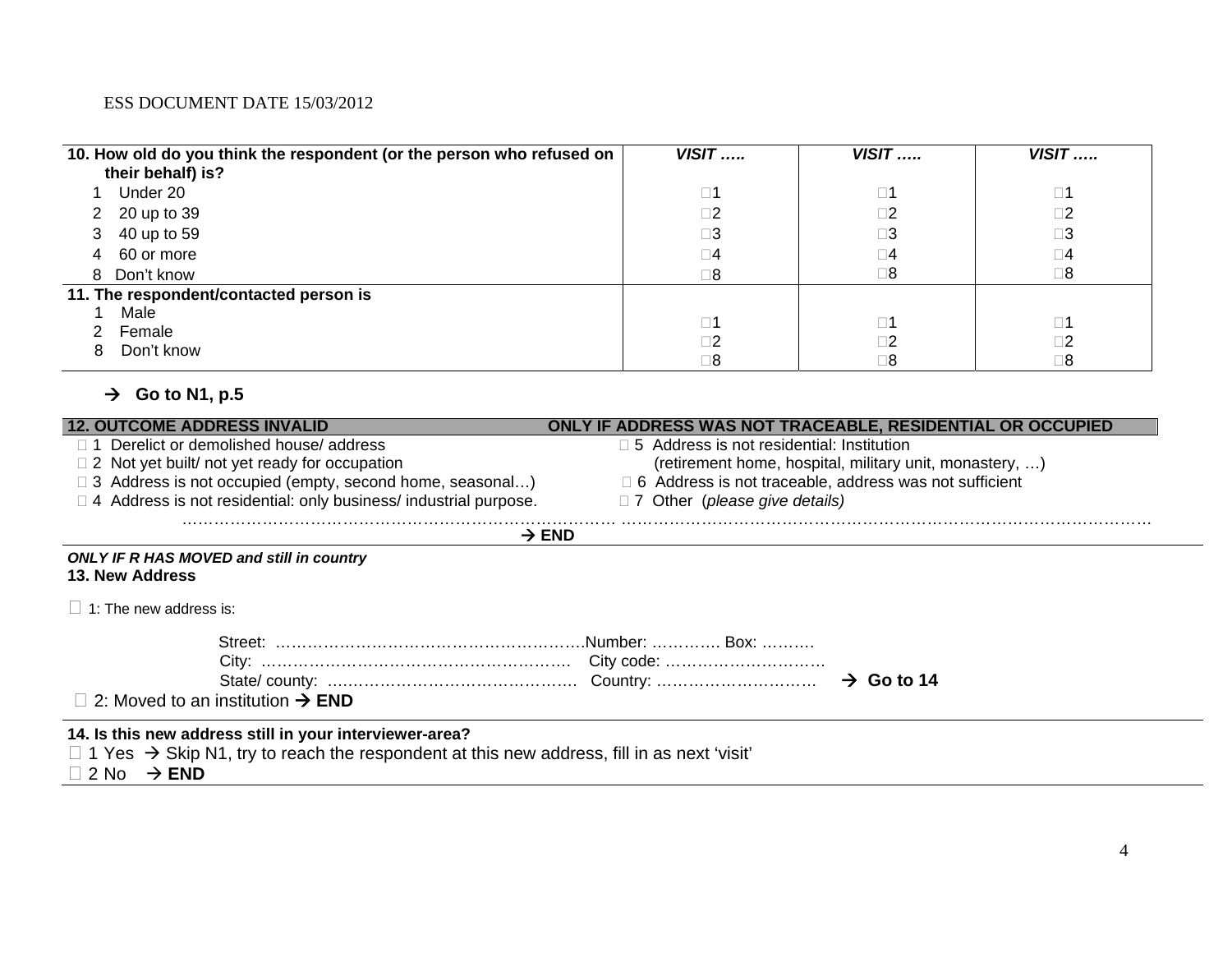| 10. How old do you think the respondent (or the person who refused on their behalf) is? | VISIT ….. | VISIT ….. | VISIT ….. |
|---|---|---|---|
| 1 Under 20 | □1 | □1 | □1 |
| 2 20 up to 39 | □2 | □2 | □2 |
| 3 40 up to 59 | □3 | □3 | □3 |
| 4 60 or more | □4 | □4 | □4 |
| 8 Don't know | □8 | □8 | □8 |
| **11. The respondent/contacted person is** | | | |
| 1 Male | □1 | □1 | □1 |
| 2 Female | □2 | □2 | □2 |
| 8 Don't know | □8 | □8 | □8 |

→ **Go to N1, p.5**

**12. OUTCOME ADDRESS INVALID** — **ONLY IF ADDRESS WAS NOT TRACEABLE, RESIDENTIAL OR OCCUPIED**

- □ 1 Derelict or demolished house/ address
- □ 2 Not yet built/ not yet ready for occupation
- □ 3 Address is not occupied (empty, second home, seasonal…)
- □ 4 Address is not residential: only business/ industrial purpose.
- □ 5 Address is not residential: Institution (retirement home, hospital, military unit, monastery, …)
- □ 6 Address is not traceable, address was not sufficient
- □ 7 Other (*please give details*)

……………………………………………………………………… ………………………………………………………………………………………

→ **END**

***ONLY IF R HAS MOVED and still in country***

**13. New Address**

□ 1: The new address is:

Street: ………………………………………………….Number: …………. Box: ……….

City: …………………………………………………. City code: …………………………

State/ county: ………………………………………. Country: ………………………… → **Go to 14**

□ 2: Moved to an institution → **END**

**14. Is this new address still in your interviewer-area?**

□ 1 Yes → Skip N1, try to reach the respondent at this new address, fill in as next 'visit'

□ 2 No → **END**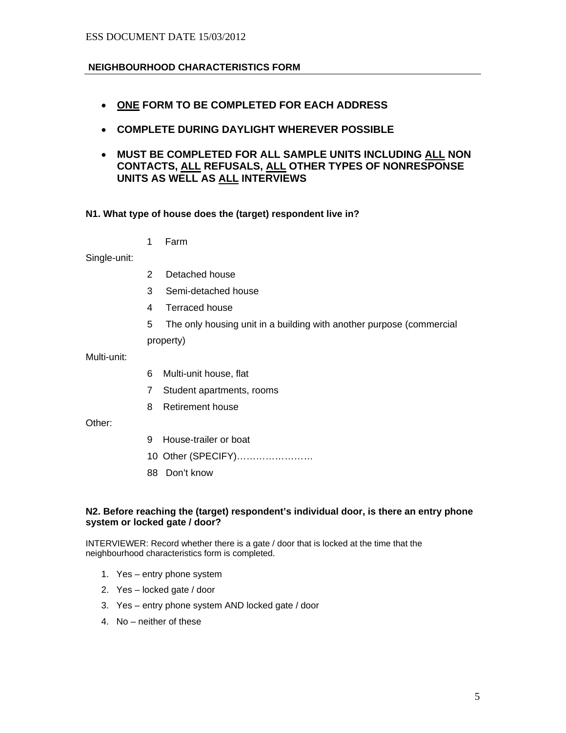## NEIGHBOURHOOD CHARACTERISTICS FORM

- **<u>ONE</u> FORM TO BE COMPLETED FOR EACH ADDRESS**
- **COMPLETE DURING DAYLIGHT WHEREVER POSSIBLE**
- **MUST BE COMPLETED FOR ALL SAMPLE UNITS INCLUDING <u>ALL</u> NON CONTACTS, <u>ALL</u> REFUSALS, <u>ALL</u> OTHER TYPES OF NONRESPONSE UNITS AS WELL AS <u>ALL</u> INTERVIEWS**

**N1. What type of house does the (target) respondent live in?**

1 Farm

Single-unit:

2 Detached house

3 Semi-detached house

4 Terraced house

5 The only housing unit in a building with another purpose (commercial property)

Multi-unit:

6 Multi-unit house, flat

7 Student apartments, rooms

8 Retirement house

Other:

9 House-trailer or boat

10 Other (SPECIFY)……………………

88 Don't know

**N2. Before reaching the (target) respondent's individual door, is there an entry phone system or locked gate / door?**

INTERVIEWER: Record whether there is a gate / door that is locked at the time that the neighbourhood characteristics form is completed.

1. Yes – entry phone system
2. Yes – locked gate / door
3. Yes – entry phone system AND locked gate / door
4. No – neither of these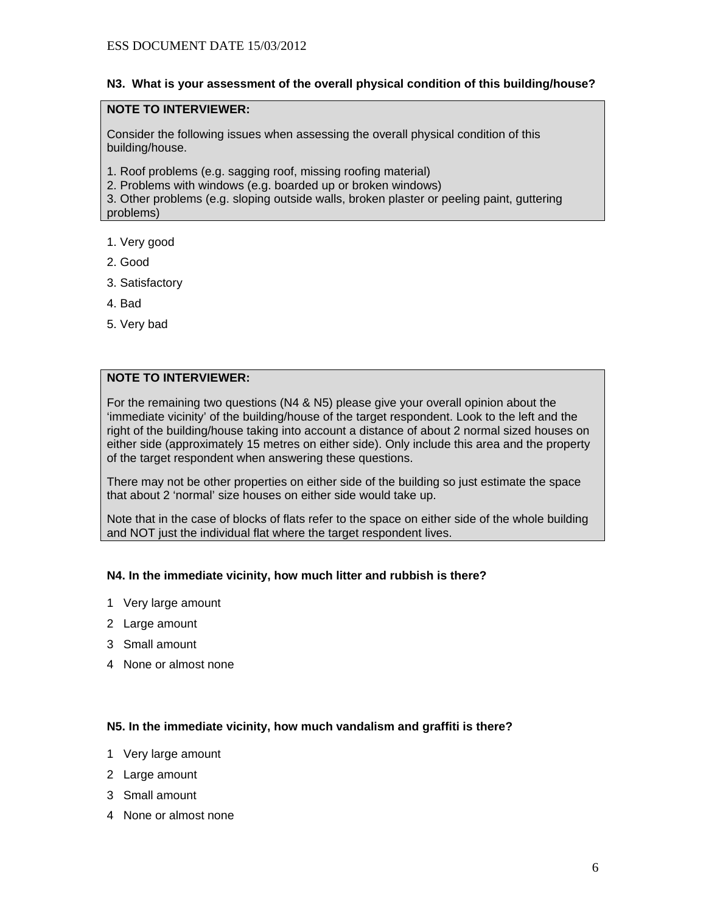**N3. What is your assessment of the overall physical condition of this building/house?**

**NOTE TO INTERVIEWER:**

Consider the following issues when assessing the overall physical condition of this building/house.

1. Roof problems (e.g. sagging roof, missing roofing material)
2. Problems with windows (e.g. boarded up or broken windows)
3. Other problems (e.g. sloping outside walls, broken plaster or peeling paint, guttering problems)

1. Very good
2. Good
3. Satisfactory
4. Bad
5. Very bad

**NOTE TO INTERVIEWER:**

For the remaining two questions (N4 & N5) please give your overall opinion about the 'immediate vicinity' of the building/house of the target respondent. Look to the left and the right of the building/house taking into account a distance of about 2 normal sized houses on either side (approximately 15 metres on either side). Only include this area and the property of the target respondent when answering these questions.

There may not be other properties on either side of the building so just estimate the space that about 2 'normal' size houses on either side would take up.

Note that in the case of blocks of flats refer to the space on either side of the whole building and NOT just the individual flat where the target respondent lives.

**N4. In the immediate vicinity, how much litter and rubbish is there?**

1 Very large amount
2 Large amount
3 Small amount
4 None or almost none

**N5. In the immediate vicinity, how much vandalism and graffiti is there?**

1 Very large amount
2 Large amount
3 Small amount
4 None or almost none